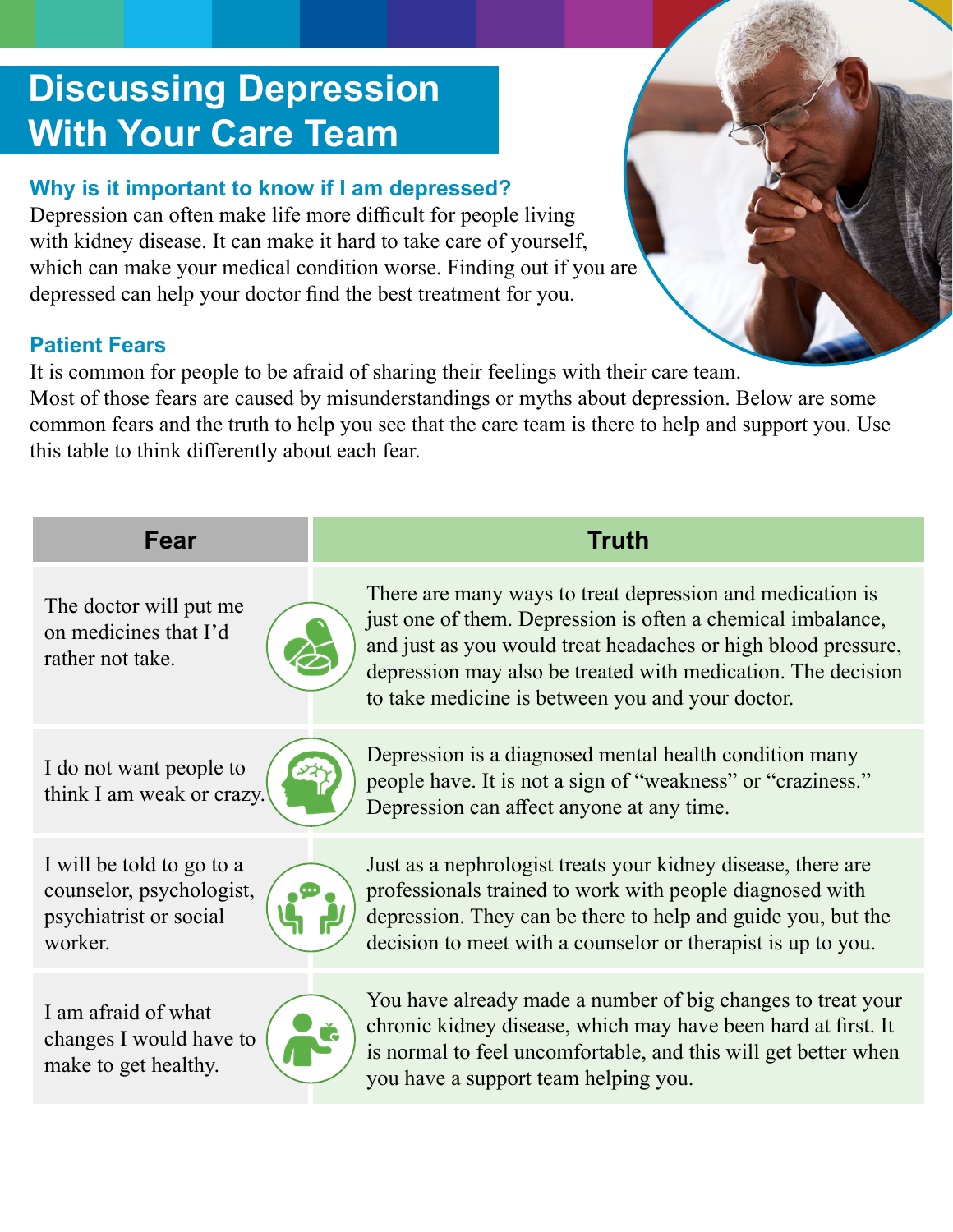# Discussing Depression With Your Care Team

## Why is it important to know if I am depressed?

Depression can often make life more difficult for people living with kidney disease. It can make it hard to take care of yourself, which can make your medical condition worse. Finding out if you are depressed can help your doctor find the best treatment for you.

## Patient Fears

It is common for people to be afraid of sharing their feelings with their care team. Most of those fears are caused by misunderstandings or myths about depression. Below are some common fears and the truth to help you see that the care team is there to help and support you. Use this table to think differently about each fear.

| Fear | Truth |
| --- | --- |
| The doctor will put me on medicines that I'd rather not take. | There are many ways to treat depression and medication is just one of them. Depression is often a chemical imbalance, and just as you would treat headaches or high blood pressure, depression may also be treated with medication. The decision to take medicine is between you and your doctor. |
| I do not want people to think I am weak or crazy. | Depression is a diagnosed mental health condition many people have. It is not a sign of "weakness" or "craziness." Depression can affect anyone at any time. |
| I will be told to go to a counselor, psychologist, psychiatrist or social worker. | Just as a nephrologist treats your kidney disease, there are professionals trained to work with people diagnosed with depression. They can be there to help and guide you, but the decision to meet with a counselor or therapist is up to you. |
| I am afraid of what changes I would have to make to get healthy. | You have already made a number of big changes to treat your chronic kidney disease, which may have been hard at first. It is normal to feel uncomfortable, and this will get better when you have a support team helping you. |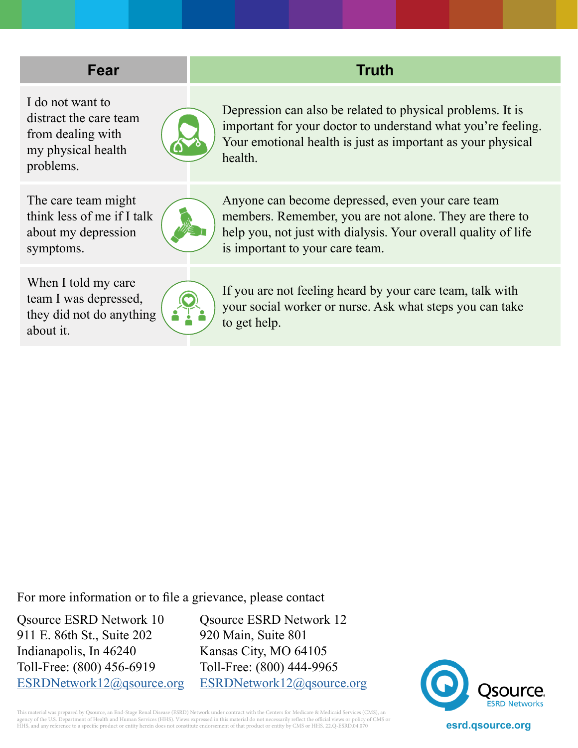| Fear | Truth |
|---|---|
| I do not want to distract the care team from dealing with my physical health problems. | Depression can also be related to physical problems. It is important for your doctor to understand what you're feeling. Your emotional health is just as important as your physical health. |
| The care team might think less of me if I talk about my depression symptoms. | Anyone can become depressed, even your care team members. Remember, you are not alone. They are there to help you, not just with dialysis. Your overall quality of life is important to your care team. |
| When I told my care team I was depressed, they did not do anything about it. | If you are not feeling heard by your care team, talk with your social worker or nurse. Ask what steps you can take to get help. |

For more information or to file a grievance, please contact

Qsource ESRD Network 10
911 E. 86th St., Suite 202
Indianapolis, In 46240
Toll-Free: (800) 456-6919
ESRDNetwork12@qsource.org

Qsource ESRD Network 12
920 Main, Suite 801
Kansas City, MO 64105
Toll-Free: (800) 444-9965
ESRDNetwork12@qsource.org

Qsource ESRD Networks

esrd.qsource.org

This material was prepared by Qsource, an End-Stage Renal Disease (ESRD) Network under contract with the Centers for Medicare & Medicaid Services (CMS), an agency of the U.S. Department of Health and Human Services (HHS). Views expressed in this material do not necessarily reflect the official views or policy of CMS or HHS, and any reference to a specific product or entity herein does not constitute endorsement of that product or entity by CMS or HHS. 22.Q-ESRD.04.070